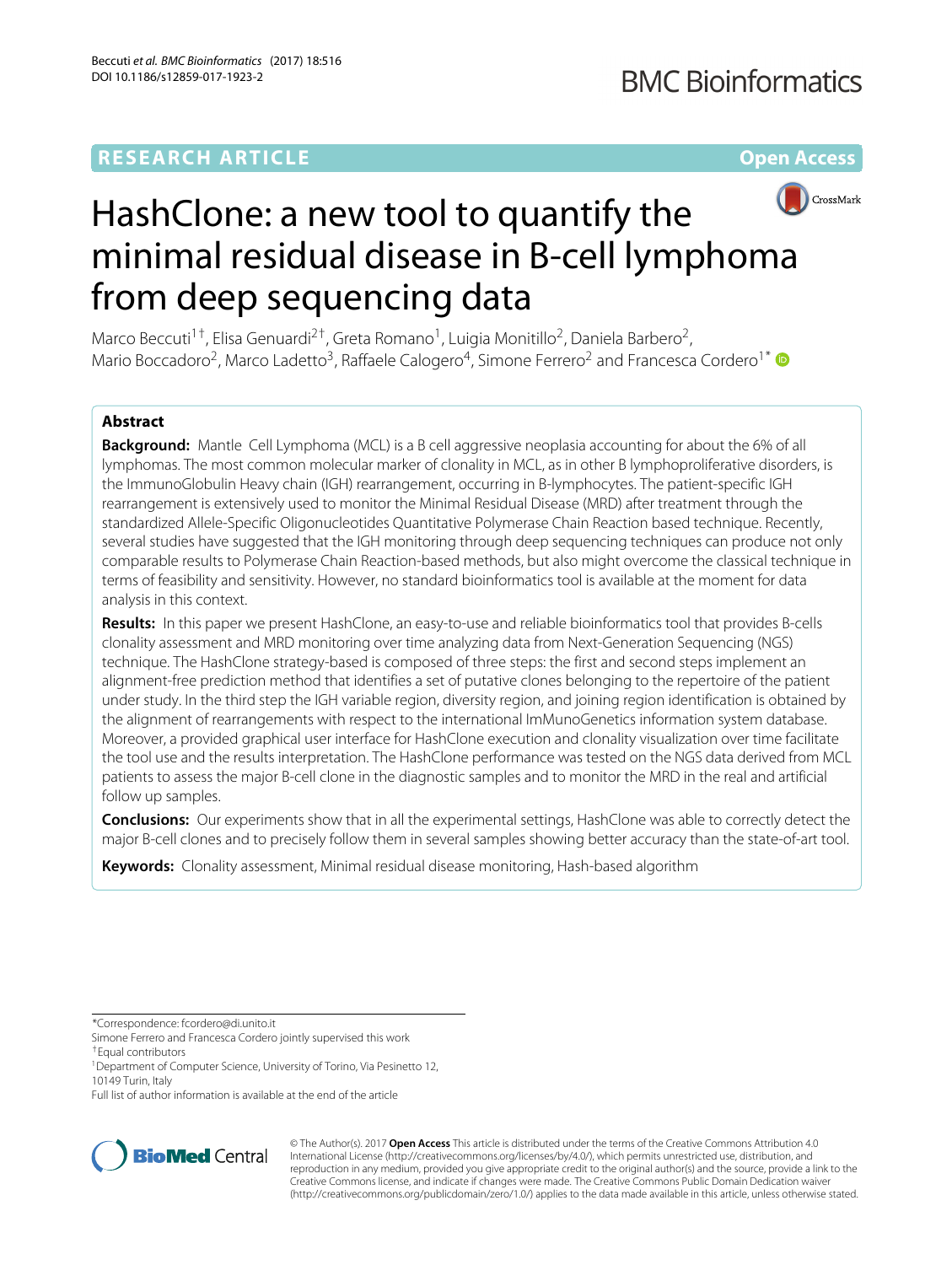RESEARCH ARTICLE

Open Access

# HashClone: a new tool to quantify the minimal residual disease in B-cell lymphoma from deep sequencing data

Marco Beccuti[1†], Elisa Genuardi[2†], Greta Romano[1], Luigia Monitillo[2], Daniela Barbero[2], Mario Boccadoro[2], Marco Ladetto[3], Raffaele Calogero[4], Simone Ferrero[2] and Francesca Cordero[1*]

## Abstract

**Background:** Mantle Cell Lymphoma (MCL) is a B cell aggressive neoplasia accounting for about the 6% of all lymphomas. The most common molecular marker of clonality in MCL, as in other B lymphoproliferative disorders, is the ImmunoGlobulin Heavy chain (IGH) rearrangement, occurring in B-lymphocytes. The patient-specific IGH rearrangement is extensively used to monitor the Minimal Residual Disease (MRD) after treatment through the standardized Allele-Specific Oligonucleotides Quantitative Polymerase Chain Reaction based technique. Recently, several studies have suggested that the IGH monitoring through deep sequencing techniques can produce not only comparable results to Polymerase Chain Reaction-based methods, but also might overcome the classical technique in terms of feasibility and sensitivity. However, no standard bioinformatics tool is available at the moment for data analysis in this context.

**Results:** In this paper we present HashClone, an easy-to-use and reliable bioinformatics tool that provides B-cells clonality assessment and MRD monitoring over time analyzing data from Next-Generation Sequencing (NGS) technique. The HashClone strategy-based is composed of three steps: the first and second steps implement an alignment-free prediction method that identifies a set of putative clones belonging to the repertoire of the patient under study. In the third step the IGH variable region, diversity region, and joining region identification is obtained by the alignment of rearrangements with respect to the international ImMunoGenetics information system database. Moreover, a provided graphical user interface for HashClone execution and clonality visualization over time facilitate the tool use and the results interpretation. The HashClone performance was tested on the NGS data derived from MCL patients to assess the major B-cell clone in the diagnostic samples and to monitor the MRD in the real and artificial follow up samples.

**Conclusions:** Our experiments show that in all the experimental settings, HashClone was able to correctly detect the major B-cell clones and to precisely follow them in several samples showing better accuracy than the state-of-art tool.

**Keywords:** Clonality assessment, Minimal residual disease monitoring, Hash-based algorithm

*Correspondence: fcordero@di.unito.it
Simone Ferrero and Francesca Cordero jointly supervised this work
†Equal contributors
[1]Department of Computer Science, University of Torino, Via Pesinetto 12, 10149 Turin, Italy
Full list of author information is available at the end of the article

© The Author(s). 2017 **Open Access** This article is distributed under the terms of the Creative Commons Attribution 4.0 International License (http://creativecommons.org/licenses/by/4.0/), which permits unrestricted use, distribution, and reproduction in any medium, provided you give appropriate credit to the original author(s) and the source, provide a link to the Creative Commons license, and indicate if changes were made. The Creative Commons Public Domain Dedication waiver (http://creativecommons.org/publicdomain/zero/1.0/) applies to the data made available in this article, unless otherwise stated.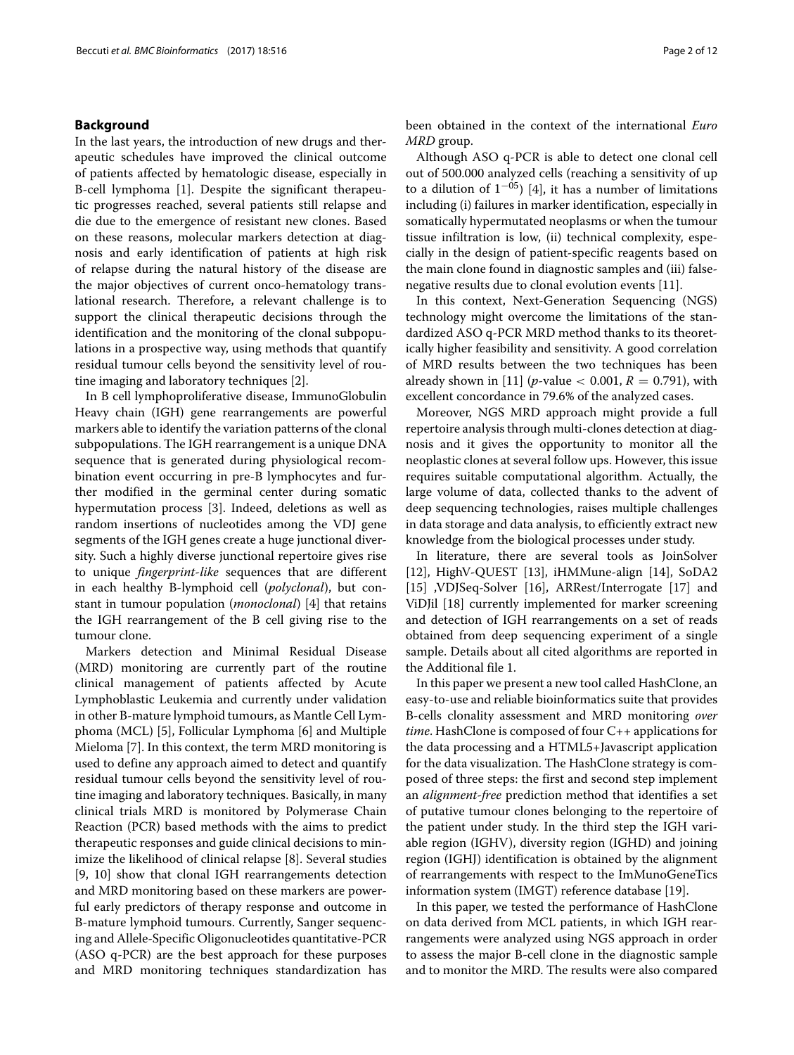## Background

In the last years, the introduction of new drugs and therapeutic schedules have improved the clinical outcome of patients affected by hematologic disease, especially in B-cell lymphoma [1]. Despite the significant therapeutic progresses reached, several patients still relapse and die due to the emergence of resistant new clones. Based on these reasons, molecular markers detection at diagnosis and early identification of patients at high risk of relapse during the natural history of the disease are the major objectives of current onco-hematology translational research. Therefore, a relevant challenge is to support the clinical therapeutic decisions through the identification and the monitoring of the clonal subpopulations in a prospective way, using methods that quantify residual tumour cells beyond the sensitivity level of routine imaging and laboratory techniques [2].

In B cell lymphoproliferative disease, ImmunoGlobulin Heavy chain (IGH) gene rearrangements are powerful markers able to identify the variation patterns of the clonal subpopulations. The IGH rearrangement is a unique DNA sequence that is generated during physiological recombination event occurring in pre-B lymphocytes and further modified in the germinal center during somatic hypermutation process [3]. Indeed, deletions as well as random insertions of nucleotides among the VDJ gene segments of the IGH genes create a huge junctional diversity. Such a highly diverse junctional repertoire gives rise to unique *fingerprint-like* sequences that are different in each healthy B-lymphoid cell (*polyclonal*), but constant in tumour population (*monoclonal*) [4] that retains the IGH rearrangement of the B cell giving rise to the tumour clone.

Markers detection and Minimal Residual Disease (MRD) monitoring are currently part of the routine clinical management of patients affected by Acute Lymphoblastic Leukemia and currently under validation in other B-mature lymphoid tumours, as Mantle Cell Lymphoma (MCL) [5], Follicular Lymphoma [6] and Multiple Mieloma [7]. In this context, the term MRD monitoring is used to define any approach aimed to detect and quantify residual tumour cells beyond the sensitivity level of routine imaging and laboratory techniques. Basically, in many clinical trials MRD is monitored by Polymerase Chain Reaction (PCR) based methods with the aims to predict therapeutic responses and guide clinical decisions to minimize the likelihood of clinical relapse [8]. Several studies [9, 10] show that clonal IGH rearrangements detection and MRD monitoring based on these markers are powerful early predictors of therapy response and outcome in B-mature lymphoid tumours. Currently, Sanger sequencing and Allele-Specific Oligonucleotides quantitative-PCR (ASO q-PCR) are the best approach for these purposes and MRD monitoring techniques standardization has been obtained in the context of the international *Euro MRD* group.

Although ASO q-PCR is able to detect one clonal cell out of 500.000 analyzed cells (reaching a sensitivity of up to a dilution of $1^{-05}$) [4], it has a number of limitations including (i) failures in marker identification, especially in somatically hypermutated neoplasms or when the tumour tissue infiltration is low, (ii) technical complexity, especially in the design of patient-specific reagents based on the main clone found in diagnostic samples and (iii) false-negative results due to clonal evolution events [11].

In this context, Next-Generation Sequencing (NGS) technology might overcome the limitations of the standardized ASO q-PCR MRD method thanks to its theoretically higher feasibility and sensitivity. A good correlation of MRD results between the two techniques has been already shown in [11] ($p$-value $< 0.001$, $R = 0.791$), with excellent concordance in 79.6% of the analyzed cases.

Moreover, NGS MRD approach might provide a full repertoire analysis through multi-clones detection at diagnosis and it gives the opportunity to monitor all the neoplastic clones at several follow ups. However, this issue requires suitable computational algorithm. Actually, the large volume of data, collected thanks to the advent of deep sequencing technologies, raises multiple challenges in data storage and data analysis, to efficiently extract new knowledge from the biological processes under study.

In literature, there are several tools as JoinSolver [12], HighV-QUEST [13], iHMMune-align [14], SoDA2 [15] ,VDJSeq-Solver [16], ARRest/Interrogate [17] and ViDJil [18] currently implemented for marker screening and detection of IGH rearrangements on a set of reads obtained from deep sequencing experiment of a single sample. Details about all cited algorithms are reported in the Additional file 1.

In this paper we present a new tool called HashClone, an easy-to-use and reliable bioinformatics suite that provides B-cells clonality assessment and MRD monitoring *over time*. HashClone is composed of four C++ applications for the data processing and a HTML5+Javascript application for the data visualization. The HashClone strategy is composed of three steps: the first and second step implement an *alignment-free* prediction method that identifies a set of putative tumour clones belonging to the repertoire of the patient under study. In the third step the IGH variable region (IGHV), diversity region (IGHD) and joining region (IGHJ) identification is obtained by the alignment of rearrangements with respect to the ImMunoGeneTics information system (IMGT) reference database [19].

In this paper, we tested the performance of HashClone on data derived from MCL patients, in which IGH rearrangements were analyzed using NGS approach in order to assess the major B-cell clone in the diagnostic sample and to monitor the MRD. The results were also compared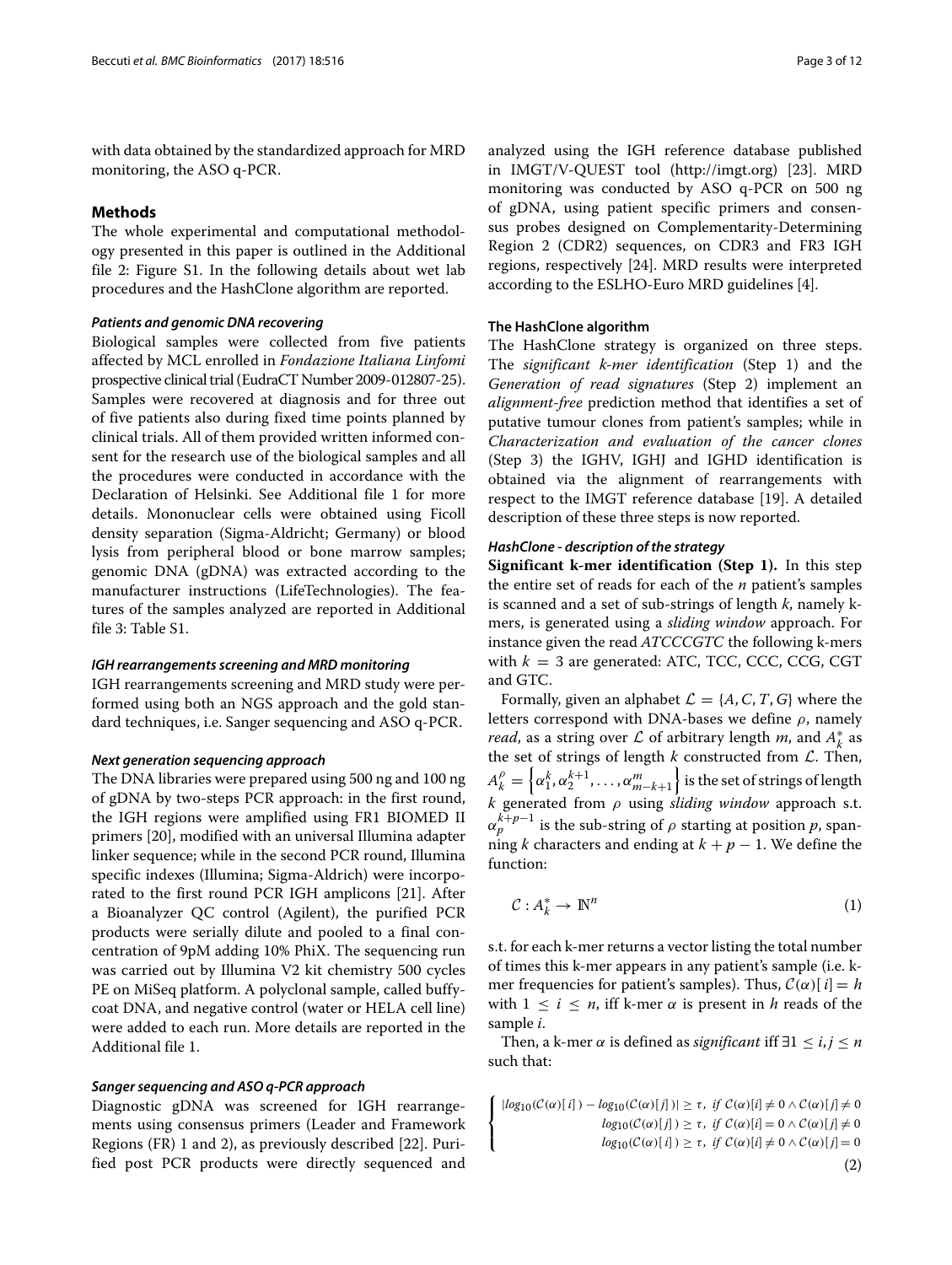with data obtained by the standardized approach for MRD monitoring, the ASO q-PCR.

## Methods

The whole experimental and computational methodology presented in this paper is outlined in the Additional file 2: Figure S1. In the following details about wet lab procedures and the HashClone algorithm are reported.

### *Patients and genomic DNA recovering*

Biological samples were collected from five patients affected by MCL enrolled in *Fondazione Italiana Linfomi* prospective clinical trial (EudraCT Number 2009-012807-25). Samples were recovered at diagnosis and for three out of five patients also during fixed time points planned by clinical trials. All of them provided written informed consent for the research use of the biological samples and all the procedures were conducted in accordance with the Declaration of Helsinki. See Additional file 1 for more details. Mononuclear cells were obtained using Ficoll density separation (Sigma-Aldricht; Germany) or blood lysis from peripheral blood or bone marrow samples; genomic DNA (gDNA) was extracted according to the manufacturer instructions (LifeTechnologies). The features of the samples analyzed are reported in Additional file 3: Table S1.

### *IGH rearrangements screening and MRD monitoring*

IGH rearrangements screening and MRD study were performed using both an NGS approach and the gold standard techniques, i.e. Sanger sequencing and ASO q-PCR.

### *Next generation sequencing approach*

The DNA libraries were prepared using 500 ng and 100 ng of gDNA by two-steps PCR approach: in the first round, the IGH regions were amplified using FR1 BIOMED II primers [20], modified with an universal Illumina adapter linker sequence; while in the second PCR round, Illumina specific indexes (Illumina; Sigma-Aldrich) were incorporated to the first round PCR IGH amplicons [21]. After a Bioanalyzer QC control (Agilent), the purified PCR products were serially dilute and pooled to a final concentration of 9pM adding 10% PhiX. The sequencing run was carried out by Illumina V2 kit chemistry 500 cycles PE on MiSeq platform. A polyclonal sample, called buffy-coat DNA, and negative control (water or HELA cell line) were added to each run. More details are reported in the Additional file 1.

### *Sanger sequencing and ASO q-PCR approach*

Diagnostic gDNA was screened for IGH rearrangements using consensus primers (Leader and Framework Regions (FR) 1 and 2), as previously described [22]. Purified post PCR products were directly sequenced and analyzed using the IGH reference database published in IMGT/V-QUEST tool (http://imgt.org) [23]. MRD monitoring was conducted by ASO q-PCR on 500 ng of gDNA, using patient specific primers and consensus probes designed on Complementarity-Determining Region 2 (CDR2) sequences, on CDR3 and FR3 IGH regions, respectively [24]. MRD results were interpreted according to the ESLHO-Euro MRD guidelines [4].

### The HashClone algorithm

The HashClone strategy is organized on three steps. The *significant k-mer identification* (Step 1) and the *Generation of read signatures* (Step 2) implement an *alignment-free* prediction method that identifies a set of putative tumour clones from patient's samples; while in *Characterization and evaluation of the cancer clones* (Step 3) the IGHV, IGHJ and IGHD identification is obtained via the alignment of rearrangements with respect to the IMGT reference database [19]. A detailed description of these three steps is now reported.

### *HashClone - description of the strategy*

**Significant k-mer identification (Step 1).** In this step the entire set of reads for each of the $n$ patient's samples is scanned and a set of sub-strings of length $k$, namely k-mers, is generated using a *sliding window* approach. For instance given the read *ATCCCGTC* the following k-mers with $k = 3$ are generated: ATC, TCC, CCC, CCG, CGT and GTC.

Formally, given an alphabet $\mathcal{L} = \{A, C, T, G\}$ where the letters correspond with DNA-bases we define $\rho$, namely *read*, as a string over $\mathcal{L}$ of arbitrary length $m$, and $A_k^*$ as the set of strings of length $k$ constructed from $\mathcal{L}$. Then, $A_k^{\rho} = \left\{\alpha_1^k, \alpha_2^{k+1}, \ldots, \alpha_{m-k+1}^m\right\}$ is the set of strings of length $k$ generated from $\rho$ using *sliding window* approach s.t. $\alpha_p^{k+p-1}$ is the sub-string of $\rho$ starting at position $p$, spanning $k$ characters and ending at $k + p - 1$. We define the function:

$$\mathcal{C} : A_k^* \rightarrow \mathbb{N}^n \tag{1}$$

s.t. for each k-mer returns a vector listing the total number of times this k-mer appears in any patient's sample (i.e. k-mer frequencies for patient's samples). Thus, $\mathcal{C}(\alpha)[i] = h$ with $1 \leq i \leq n$, iff k-mer $\alpha$ is present in $h$ reads of the sample $i$.

Then, a k-mer $\alpha$ is defined as *significant* iff $\exists 1 \leq i, j \leq n$ such that:

$$\begin{cases} |log_{10}(\mathcal{C}(\alpha)[i]) - log_{10}(\mathcal{C}(\alpha)[j])| \geq \tau, \ if \ \mathcal{C}(\alpha)[i] \neq 0 \wedge \mathcal{C}(\alpha)[j] \neq 0 \\ log_{10}(\mathcal{C}(\alpha)[j]) \geq \tau, \ if \ \mathcal{C}(\alpha)[i] = 0 \wedge \mathcal{C}(\alpha)[j] \neq 0 \\ log_{10}(\mathcal{C}(\alpha)[i]) \geq \tau, \ if \ \mathcal{C}(\alpha)[i] \neq 0 \wedge \mathcal{C}(\alpha)[j] = 0 \end{cases} \tag{2}$$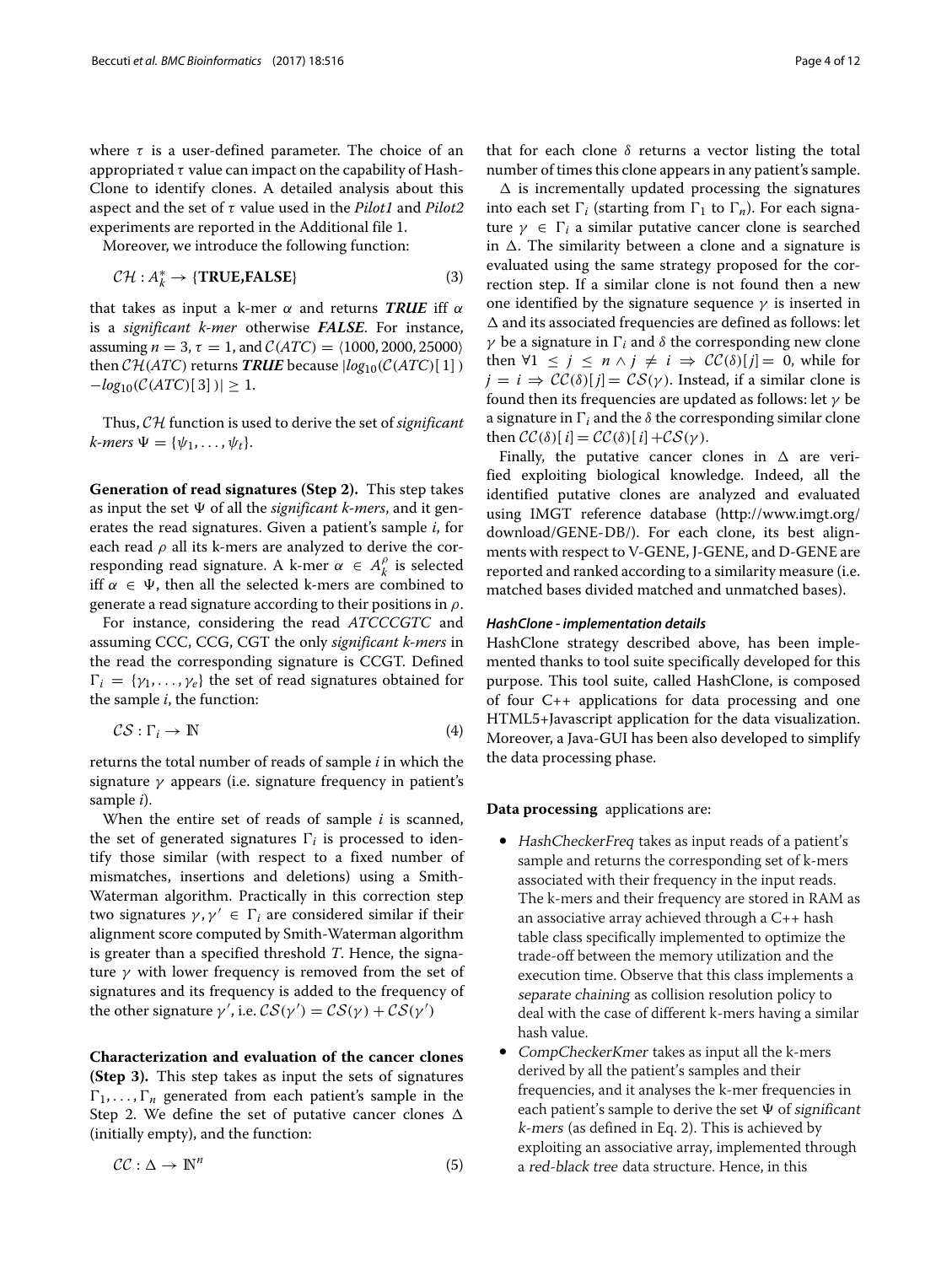where $\tau$ is a user-defined parameter. The choice of an appropriated $\tau$ value can impact on the capability of HashClone to identify clones. A detailed analysis about this aspect and the set of $\tau$ value used in the *Pilot1* and *Pilot2* experiments are reported in the Additional file 1.

Moreover, we introduce the following function:

$$\mathcal{CH} : A_k^* \rightarrow \{\textbf{TRUE,FALSE}\} \tag{3}$$

that takes as input a k-mer $\alpha$ and returns ***TRUE*** iff $\alpha$ is a *significant k-mer* otherwise ***FALSE***. For instance, assuming $n = 3$, $\tau = 1$, and $\mathcal{C}(ATC) = \langle 1000, 2000, 25000 \rangle$ then $\mathcal{CH}(ATC)$ returns ***TRUE*** because $|log_{10}(\mathcal{C}(ATC)[1]) - log_{10}(\mathcal{C}(ATC)[3])| \geq 1$.

Thus, $\mathcal{CH}$ function is used to derive the set of *significant k-mers* $\Psi = \{\psi_1, \ldots, \psi_t\}$.

**Generation of read signatures (Step 2).** This step takes as input the set $\Psi$ of all the *significant k-mers*, and it generates the read signatures. Given a patient's sample *i*, for each read $\rho$ all its k-mers are analyzed to derive the corresponding read signature. A k-mer $\alpha \in A_k^\rho$ is selected iff $\alpha \in \Psi$, then all the selected k-mers are combined to generate a read signature according to their positions in $\rho$.

For instance, considering the read *ATCCCGTC* and assuming CCC, CCG, CGT the only *significant k-mers* in the read the corresponding signature is CCGT. Defined $\Gamma_i = \{\gamma_1, \ldots, \gamma_e\}$ the set of read signatures obtained for the sample *i*, the function:

$$\mathcal{CS} : \Gamma_i \rightarrow \mathbb{N} \tag{4}$$

returns the total number of reads of sample *i* in which the signature $\gamma$ appears (i.e. signature frequency in patient's sample *i*).

When the entire set of reads of sample *i* is scanned, the set of generated signatures $\Gamma_i$ is processed to identify those similar (with respect to a fixed number of mismatches, insertions and deletions) using a Smith-Waterman algorithm. Practically in this correction step two signatures $\gamma, \gamma' \in \Gamma_i$ are considered similar if their alignment score computed by Smith-Waterman algorithm is greater than a specified threshold *T*. Hence, the signature $\gamma$ with lower frequency is removed from the set of signatures and its frequency is added to the frequency of the other signature $\gamma'$, i.e. $\mathcal{CS}(\gamma') = \mathcal{CS}(\gamma) + \mathcal{CS}(\gamma')$

**Characterization and evaluation of the cancer clones (Step 3).** This step takes as input the sets of signatures $\Gamma_1, \ldots, \Gamma_n$ generated from each patient's sample in the Step 2. We define the set of putative cancer clones $\Delta$ (initially empty), and the function:

$$\mathcal{CC} : \Delta \rightarrow \mathbb{N}^n \tag{5}$$

that for each clone $\delta$ returns a vector listing the total number of times this clone appears in any patient's sample.

$\Delta$ is incrementally updated processing the signatures into each set $\Gamma_i$ (starting from $\Gamma_1$ to $\Gamma_n$). For each signature $\gamma \in \Gamma_i$ a similar putative cancer clone is searched in $\Delta$. The similarity between a clone and a signature is evaluated using the same strategy proposed for the correction step. If a similar clone is not found then a new one identified by the signature sequence $\gamma$ is inserted in $\Delta$ and its associated frequencies are defined as follows: let $\gamma$ be a signature in $\Gamma_i$ and $\delta$ the corresponding new clone then $\forall 1 \leq j \leq n \wedge j \neq i \Rightarrow \mathcal{CC}(\delta)[j] = 0$, while for $j = i \Rightarrow \mathcal{CC}(\delta)[j] = \mathcal{CS}(\gamma)$. Instead, if a similar clone is found then its frequencies are updated as follows: let $\gamma$ be a signature in $\Gamma_i$ and the $\delta$ the corresponding similar clone then $\mathcal{CC}(\delta)[i] = \mathcal{CC}(\delta)[i] + \mathcal{CS}(\gamma)$.

Finally, the putative cancer clones in $\Delta$ are verified exploiting biological knowledge. Indeed, all the identified putative clones are analyzed and evaluated using IMGT reference database (http://www.imgt.org/download/GENE-DB/). For each clone, its best alignments with respect to V-GENE, J-GENE, and D-GENE are reported and ranked according to a similarity measure (i.e. matched bases divided matched and unmatched bases).

### *HashClone - implementation details*

HashClone strategy described above, has been implemented thanks to tool suite specifically developed for this purpose. This tool suite, called HashClone, is composed of four C++ applications for data processing and one HTML5+Javascript application for the data visualization. Moreover, a Java-GUI has been also developed to simplify the data processing phase.

**Data processing** applications are:

- *HashCheckerFreq* takes as input reads of a patient's sample and returns the corresponding set of k-mers associated with their frequency in the input reads. The k-mers and their frequency are stored in RAM as an associative array achieved through a C++ hash table class specifically implemented to optimize the trade-off between the memory utilization and the execution time. Observe that this class implements a *separate chaining* as collision resolution policy to deal with the case of different k-mers having a similar hash value.
- *CompCheckerKmer* takes as input all the k-mers derived by all the patient's samples and their frequencies, and it analyses the k-mer frequencies in each patient's sample to derive the set $\Psi$ of *significant k-mers* (as defined in Eq. 2). This is achieved by exploiting an associative array, implemented through a *red-black tree* data structure. Hence, in this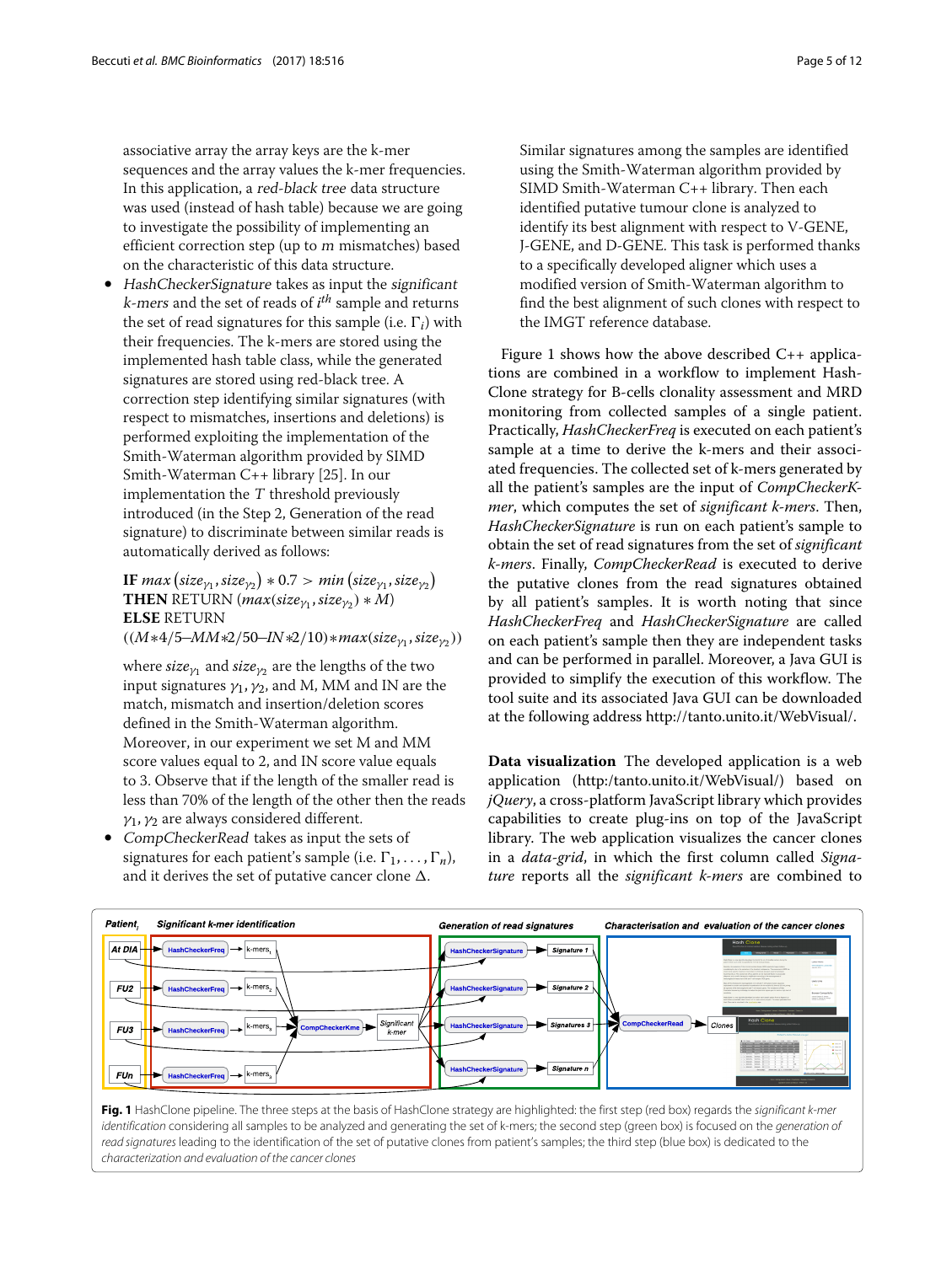associative array the array keys are the k-mer sequences and the array values the k-mer frequencies. In this application, a *red-black tree* data structure was used (instead of hash table) because we are going to investigate the possibility of implementing an efficient correction step (up to $m$ mismatches) based on the characteristic of this data structure.

- *HashCheckerSignature* takes as input the *significant k-mers* and the set of reads of $i^{th}$ sample and returns the set of read signatures for this sample (i.e. $\Gamma_i$) with their frequencies. The k-mers are stored using the implemented hash table class, while the generated signatures are stored using red-black tree. A correction step identifying similar signatures (with respect to mismatches, insertions and deletions) is performed exploiting the implementation of the Smith-Waterman algorithm provided by SIMD Smith-Waterman C++ library [25]. In our implementation the $T$ threshold previously introduced (in the Step 2, Generation of the read signature) to discriminate between similar reads is automatically derived as follows:

  **IF** $max\left(size_{\gamma_1}, size_{\gamma_2}\right) * 0.7 > min\left(size_{\gamma_1}, size_{\gamma_2}\right)$
  **THEN** RETURN $(max(size_{\gamma_1}, size_{\gamma_2}) * M)$
  **ELSE** RETURN
  $((M*4/5 – MM*2/50 – IN*2/10)*max(size_{\gamma_1}, size_{\gamma_2}))$

  where $size_{\gamma_1}$ and $size_{\gamma_2}$ are the lengths of the two input signatures $\gamma_1, \gamma_2$, and M, MM and IN are the match, mismatch and insertion/deletion scores defined in the Smith-Waterman algorithm. Moreover, in our experiment we set M and MM score values equal to 2, and IN score value equals to 3. Observe that if the length of the smaller read is less than 70% of the length of the other then the reads $\gamma_1, \gamma_2$ are always considered different.

- *CompCheckerRead* takes as input the sets of signatures for each patient's sample (i.e. $\Gamma_1, \ldots, \Gamma_n$), and it derives the set of putative cancer clone $\Delta$. Similar signatures among the samples are identified using the Smith-Waterman algorithm provided by SIMD Smith-Waterman C++ library. Then each identified putative tumour clone is analyzed to identify its best alignment with respect to V-GENE, J-GENE, and D-GENE. This task is performed thanks to a specifically developed aligner which uses a modified version of Smith-Waterman algorithm to find the best alignment of such clones with respect to the IMGT reference database.

Figure 1 shows how the above described C++ applications are combined in a workflow to implement HashClone strategy for B-cells clonality assessment and MRD monitoring from collected samples of a single patient. Practically, *HashCheckerFreq* is executed on each patient's sample at a time to derive the k-mers and their associated frequencies. The collected set of k-mers generated by all the patient's samples are the input of *CompCheckerKmer*, which computes the set of *significant k-mers*. Then, *HashCheckerSignature* is run on each patient's sample to obtain the set of read signatures from the set of *significant k-mers*. Finally, *CompCheckerRead* is executed to derive the putative clones from the read signatures obtained by all patient's samples. It is worth noting that since *HashCheckerFreq* and *HashCheckerSignature* are called on each patient's sample then they are independent tasks and can be performed in parallel. Moreover, a Java GUI is provided to simplify the execution of this workflow. The tool suite and its associated Java GUI can be downloaded at the following address http://tanto.unito.it/WebVisual/.

**Data visualization** The developed application is a web application (http:/tanto.unito.it/WebVisual/) based on *jQuery*, a cross-platform JavaScript library which provides capabilities to create plug-ins on top of the JavaScript library. The web application visualizes the cancer clones in a *data-grid*, in which the first column called *Signature* reports all the *significant k-mers* are combined to

**Fig. 1** HashClone pipeline. The three steps at the basis of HashClone strategy are highlighted: the first step (red box) regards the *significant k-mer identification* considering all samples to be analyzed and generating the set of k-mers; the second step (green box) is focused on the *generation of read signatures* leading to the identification of the set of putative clones from patient's samples; the third step (blue box) is dedicated to the *characterization and evaluation of the cancer clones*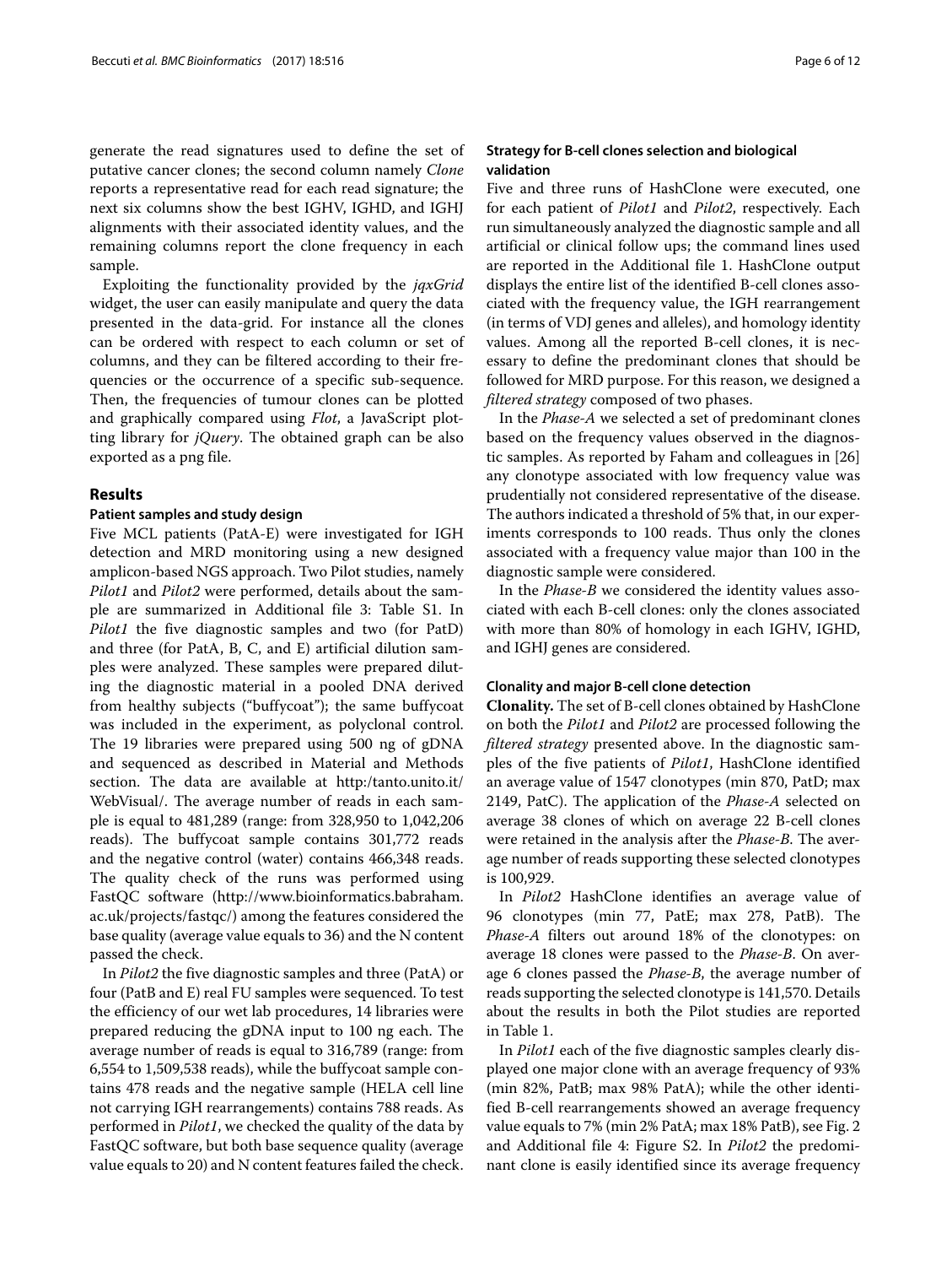generate the read signatures used to define the set of putative cancer clones; the second column namely *Clone* reports a representative read for each read signature; the next six columns show the best IGHV, IGHD, and IGHJ alignments with their associated identity values, and the remaining columns report the clone frequency in each sample.

Exploiting the functionality provided by the *jqxGrid* widget, the user can easily manipulate and query the data presented in the data-grid. For instance all the clones can be ordered with respect to each column or set of columns, and they can be filtered according to their frequencies or the occurrence of a specific sub-sequence. Then, the frequencies of tumour clones can be plotted and graphically compared using *Flot*, a JavaScript plotting library for *jQuery*. The obtained graph can be also exported as a png file.

## Results

### Patient samples and study design

Five MCL patients (PatA-E) were investigated for IGH detection and MRD monitoring using a new designed amplicon-based NGS approach. Two Pilot studies, namely *Pilot1* and *Pilot2* were performed, details about the sample are summarized in Additional file 3: Table S1. In *Pilot1* the five diagnostic samples and two (for PatD) and three (for PatA, B, C, and E) artificial dilution samples were analyzed. These samples were prepared diluting the diagnostic material in a pooled DNA derived from healthy subjects ("buffycoat"); the same buffycoat was included in the experiment, as polyclonal control. The 19 libraries were prepared using 500 ng of gDNA and sequenced as described in Material and Methods section. The data are available at http:/tanto.unito.it/WebVisual/. The average number of reads in each sample is equal to 481,289 (range: from 328,950 to 1,042,206 reads). The buffycoat sample contains 301,772 reads and the negative control (water) contains 466,348 reads. The quality check of the runs was performed using FastQC software (http://www.bioinformatics.babraham.ac.uk/projects/fastqc/) among the features considered the base quality (average value equals to 36) and the N content passed the check.

In *Pilot2* the five diagnostic samples and three (PatA) or four (PatB and E) real FU samples were sequenced. To test the efficiency of our wet lab procedures, 14 libraries were prepared reducing the gDNA input to 100 ng each. The average number of reads is equal to 316,789 (range: from 6,554 to 1,509,538 reads), while the buffycoat sample contains 478 reads and the negative sample (HELA cell line not carrying IGH rearrangements) contains 788 reads. As performed in *Pilot1*, we checked the quality of the data by FastQC software, but both base sequence quality (average value equals to 20) and N content features failed the check.

### Strategy for B-cell clones selection and biological validation

Five and three runs of HashClone were executed, one for each patient of *Pilot1* and *Pilot2*, respectively. Each run simultaneously analyzed the diagnostic sample and all artificial or clinical follow ups; the command lines used are reported in the Additional file 1. HashClone output displays the entire list of the identified B-cell clones associated with the frequency value, the IGH rearrangement (in terms of VDJ genes and alleles), and homology identity values. Among all the reported B-cell clones, it is necessary to define the predominant clones that should be followed for MRD purpose. For this reason, we designed a *filtered strategy* composed of two phases.

In the *Phase-A* we selected a set of predominant clones based on the frequency values observed in the diagnostic samples. As reported by Faham and colleagues in [26] any clonotype associated with low frequency value was prudentially not considered representative of the disease. The authors indicated a threshold of 5% that, in our experiments corresponds to 100 reads. Thus only the clones associated with a frequency value major than 100 in the diagnostic sample were considered.

In the *Phase-B* we considered the identity values associated with each B-cell clones: only the clones associated with more than 80% of homology in each IGHV, IGHD, and IGHJ genes are considered.

### Clonality and major B-cell clone detection

**Clonality.** The set of B-cell clones obtained by HashClone on both the *Pilot1* and *Pilot2* are processed following the *filtered strategy* presented above. In the diagnostic samples of the five patients of *Pilot1*, HashClone identified an average value of 1547 clonotypes (min 870, PatD; max 2149, PatC). The application of the *Phase-A* selected on average 38 clones of which on average 22 B-cell clones were retained in the analysis after the *Phase-B*. The average number of reads supporting these selected clonotypes is 100,929.

In *Pilot2* HashClone identifies an average value of 96 clonotypes (min 77, PatE; max 278, PatB). The *Phase-A* filters out around 18% of the clonotypes: on average 18 clones were passed to the *Phase-B*. On average 6 clones passed the *Phase-B*, the average number of reads supporting the selected clonotype is 141,570. Details about the results in both the Pilot studies are reported in Table 1.

In *Pilot1* each of the five diagnostic samples clearly displayed one major clone with an average frequency of 93% (min 82%, PatB; max 98% PatA); while the other identified B-cell rearrangements showed an average frequency value equals to 7% (min 2% PatA; max 18% PatB), see Fig. 2 and Additional file 4: Figure S2. In *Pilot2* the predominant clone is easily identified since its average frequency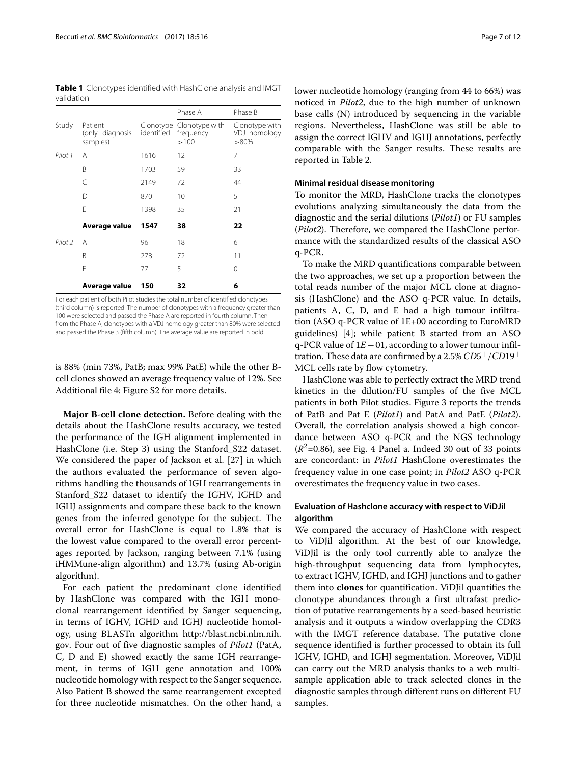**Table 1** Clonotypes identified with HashClone analysis and IMGT validation

| | | | Phase A | Phase B |
|---|---|---|---|---|
| Study | Patient (only diagnosis samples) | Clonotype identified | Clonotype with frequency >100 | Clonotype with VDJ homology >80% |
| *Pilot 1* | A | 1616 | 12 | 7 |
| | B | 1703 | 59 | 33 |
| | C | 2149 | 72 | 44 |
| | D | 870 | 10 | 5 |
| | E | 1398 | 35 | 21 |
| | **Average value** | **1547** | **38** | **22** |
| *Pilot 2* | A | 96 | 18 | 6 |
| | B | 278 | 72 | 11 |
| | E | 77 | 5 | 0 |
| | **Average value** | **150** | **32** | **6** |

For each patient of both Pilot studies the total number of identified clonotypes (third column) is reported. The number of clonotypes with a frequency greater than 100 were selected and passed the Phase A are reported in fourth column. Then from the Phase A, clonotypes with a VDJ homology greater than 80% were selected and passed the Phase B (fifth column). The average value are reported in bold

is 88% (min 73%, PatB; max 99% PatE) while the other B-cell clones showed an average frequency value of 12%. See Additional file 4: Figure S2 for more details.

**Major B-cell clone detection.** Before dealing with the details about the HashClone results accuracy, we tested the performance of the IGH alignment implemented in HashClone (i.e. Step 3) using the Stanford_S22 dataset. We considered the paper of Jackson et al. [27] in which the authors evaluated the performance of seven algorithms handling the thousands of IGH rearrangements in Stanford_S22 dataset to identify the IGHV, IGHD and IGHJ assignments and compare these back to the known genes from the inferred genotype for the subject. The overall error for HashClone is equal to 1.8% that is the lowest value compared to the overall error percentages reported by Jackson, ranging between 7.1% (using iHMMune-align algorithm) and 13.7% (using Ab-origin algorithm).

For each patient the predominant clone identified by HashClone was compared with the IGH monoclonal rearrangement identified by Sanger sequencing, in terms of IGHV, IGHD and IGHJ nucleotide homology, using BLASTn algorithm http://blast.ncbi.nlm.nih.gov. Four out of five diagnostic samples of *Pilot1* (PatA, C, D and E) showed exactly the same IGH rearrangement, in terms of IGH gene annotation and 100% nucleotide homology with respect to the Sanger sequence. Also Patient B showed the same rearrangement excepted for three nucleotide mismatches. On the other hand, a lower nucleotide homology (ranging from 44 to 66%) was noticed in *Pilot2*, due to the high number of unknown base calls (N) introduced by sequencing in the variable regions. Nevertheless, HashClone was still be able to assign the correct IGHV and IGHJ annotations, perfectly comparable with the Sanger results. These results are reported in Table 2.

#### Minimal residual disease monitoring

To monitor the MRD, HashClone tracks the clonotypes evolutions analyzing simultaneously the data from the diagnostic and the serial dilutions (*Pilot1*) or FU samples (*Pilot2*). Therefore, we compared the HashClone performance with the standardized results of the classical ASO q-PCR.

To make the MRD quantifications comparable between the two approaches, we set up a proportion between the total reads number of the major MCL clone at diagnosis (HashClone) and the ASO q-PCR value. In details, patients A, C, D, and E had a high tumour infiltration (ASO q-PCR value of 1E+00 according to EuroMRD guidelines) [4]; while patient B started from an ASO q-PCR value of $1E-01$, according to a lower tumour infiltration. These data are confirmed by a 2.5% $CD5^{+}/CD19^{+}$ MCL cells rate by flow cytometry.

HashClone was able to perfectly extract the MRD trend kinetics in the dilution/FU samples of the five MCL patients in both Pilot studies. Figure 3 reports the trends of PatB and Pat E (*Pilot1*) and PatA and PatE (*Pilot2*). Overall, the correlation analysis showed a high concordance between ASO q-PCR and the NGS technology ($R^2$=0.86), see Fig. 4 Panel a. Indeed 30 out of 33 points are concordant: in *Pilot1* HashClone overestimates the frequency value in one case point; in *Pilot2* ASO q-PCR overestimates the frequency value in two cases.

### Evaluation of Hashclone accuracy with respect to ViDJil algorithm

We compared the accuracy of HashClone with respect to ViDJil algorithm. At the best of our knowledge, ViDJil is the only tool currently able to analyze the high-throughput sequencing data from lymphocytes, to extract IGHV, IGHD, and IGHJ junctions and to gather them into **clones** for quantification. ViDJil quantifies the clonotype abundances through a first ultrafast prediction of putative rearrangements by a seed-based heuristic analysis and it outputs a window overlapping the CDR3 with the IMGT reference database. The putative clone sequence identified is further processed to obtain its full IGHV, IGHD, and IGHJ segmentation. Moreover, ViDJil can carry out the MRD analysis thanks to a web multi-sample application able to track selected clones in the diagnostic samples through different runs on different FU samples.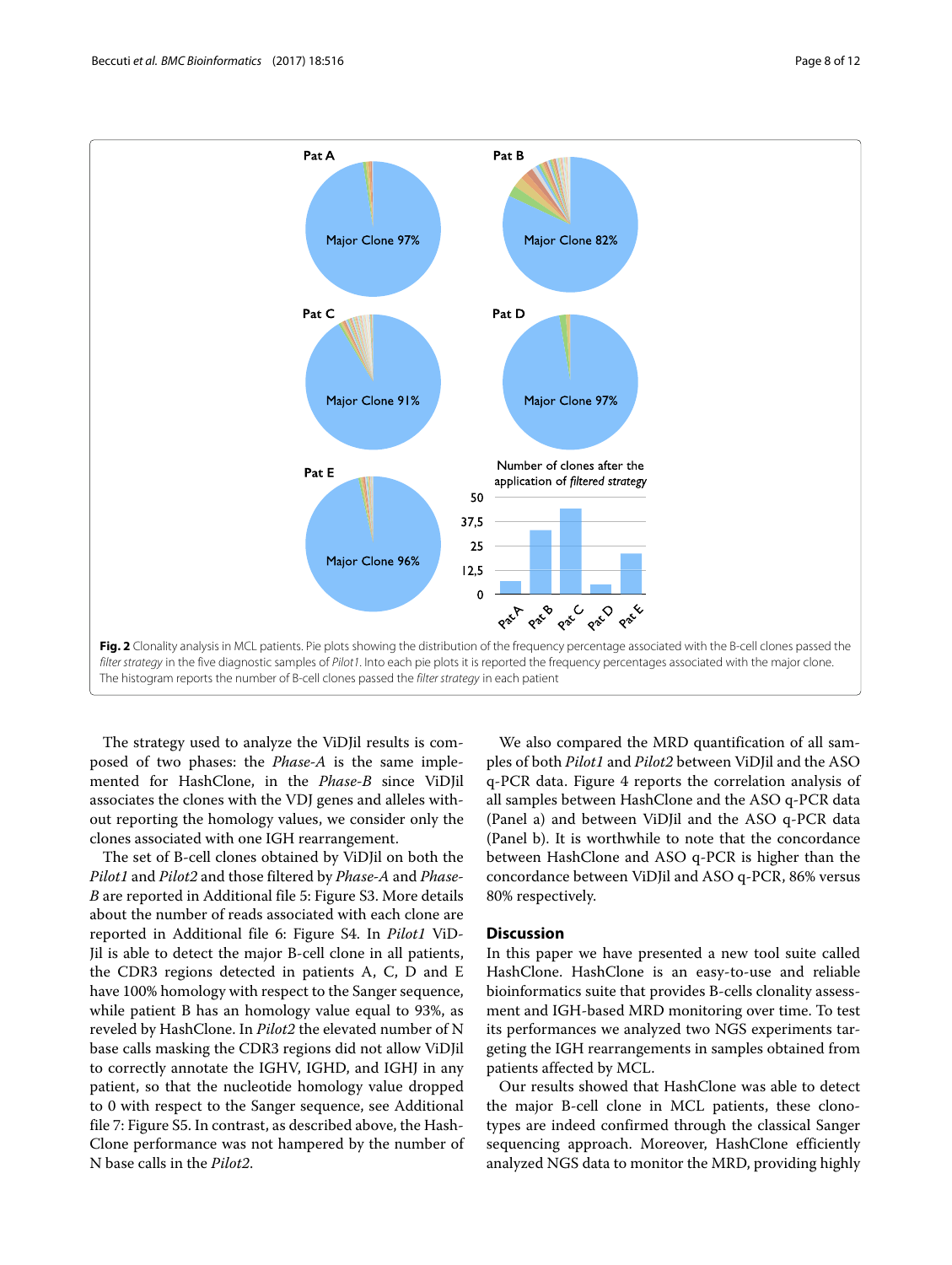**Fig. 2** Clonality analysis in MCL patients. Pie plots showing the distribution of the frequency percentage associated with the B-cell clones passed the *filter strategy* in the five diagnostic samples of *Pilot1*. Into each pie plots it is reported the frequency percentages associated with the major clone. The histogram reports the number of B-cell clones passed the *filter strategy* in each patient

The strategy used to analyze the ViDJil results is composed of two phases: the *Phase-A* is the same implemented for HashClone, in the *Phase-B* since ViDJil associates the clones with the VDJ genes and alleles without reporting the homology values, we consider only the clones associated with one IGH rearrangement.

The set of B-cell clones obtained by ViDJil on both the *Pilot1* and *Pilot2* and those filtered by *Phase-A* and *Phase-B* are reported in Additional file 5: Figure S3. More details about the number of reads associated with each clone are reported in Additional file 6: Figure S4. In *Pilot1* ViDJil is able to detect the major B-cell clone in all patients, the CDR3 regions detected in patients A, C, D and E have 100% homology with respect to the Sanger sequence, while patient B has an homology value equal to 93%, as reveled by HashClone. In *Pilot2* the elevated number of N base calls masking the CDR3 regions did not allow ViDJil to correctly annotate the IGHV, IGHD, and IGHJ in any patient, so that the nucleotide homology value dropped to 0 with respect to the Sanger sequence, see Additional file 7: Figure S5. In contrast, as described above, the HashClone performance was not hampered by the number of N base calls in the *Pilot2*.

We also compared the MRD quantification of all samples of both *Pilot1* and *Pilot2* between ViDJil and the ASO q-PCR data. Figure 4 reports the correlation analysis of all samples between HashClone and the ASO q-PCR data (Panel a) and between ViDJil and the ASO q-PCR data (Panel b). It is worthwhile to note that the concordance between HashClone and ASO q-PCR is higher than the concordance between ViDJil and ASO q-PCR, 86% versus 80% respectively.

## Discussion

In this paper we have presented a new tool suite called HashClone. HashClone is an easy-to-use and reliable bioinformatics suite that provides B-cells clonality assessment and IGH-based MRD monitoring over time. To test its performances we analyzed two NGS experiments targeting the IGH rearrangements in samples obtained from patients affected by MCL.

Our results showed that HashClone was able to detect the major B-cell clone in MCL patients, these clonotypes are indeed confirmed through the classical Sanger sequencing approach. Moreover, HashClone efficiently analyzed NGS data to monitor the MRD, providing highly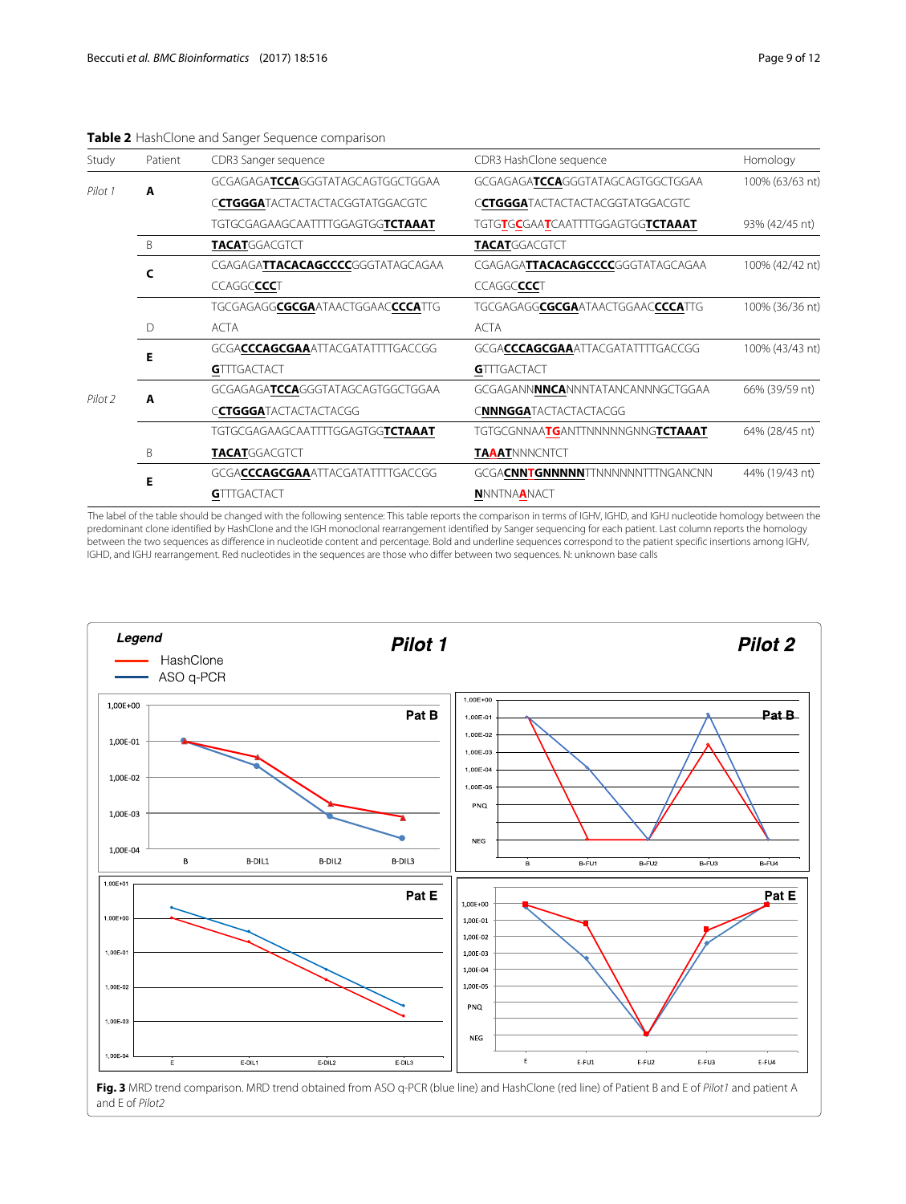**Table 2** HashClone and Sanger Sequence comparison

| Study | Patient | CDR3 Sanger sequence | CDR3 HashClone sequence | Homology |
|---|---|---|---|---|
| *Pilot 1* | **A** | GCGAGAGA**TCCA**GGGTATAGCAGTGGCTGGAA C**CTGGGA**TACTACTACTACGGTATGGACGTC | GCGAGAGA**TCCA**GGGTATAGCAGTGGCTGGAA C**CTGGGA**TACTACTACTACGGTATGGACGTC | 100% (63/63 nt) |
| | | TGTGCGAGAAGCAATTTTGGAGTGG**TCTAAAT** | TGTGTGCGAATCAATTTTGGAGTGG**TCTAAAT** | 93% (42/45 nt) |
| | B | **TACAT**GGACGTCT | **TACAT**GGACGTCT | |
| | **C** | CGAGAGA**TTACACAGCCCC**GGGTATAGCAGAA CCAGGC**CCC**T | CGAGAGA**TTACACAGCCCC**GGGTATAGCAGAA CCAGGC**CCC**T | 100% (42/42 nt) |
| | D | TGCGAGAGG**CGCGA**ATAACTGGAAC**CCCA**TTG ACTA | TGCGAGAGG**CGCGA**ATAACTGGAAC**CCCA**TTG ACTA | 100% (36/36 nt) |
| | **E** | GCGA**CCCAGCGAA**ATTACGATATTTTGACCGG **G**TTTGACTACT | GCGA**CCCAGCGAA**ATTACGATATTTTGACCGG **G**TTTGACTACT | 100% (43/43 nt) |
| *Pilot 2* | **A** | GCGAGAGA**TCCA**GGGTATAGCAGTGGCTGGAA C**CTGGGA**TACTACTACTACGG | GCGAGANN**NNCA**NNNTATANCANNNGCTGGAA C**NNNGGA**TACTACTACTACGG | 66% (39/59 nt) |
| | | TGTGCGAGAAGCAATTTTGGAGTGG**TCTAAAT** | TGTGCGNNAATGANTTNNNNNGNG**TCTAAAT** | 64% (28/45 nt) |
| | B | **TACAT**GGACGTCT | **TAAAT**NNNCNTCT | |
| | **E** | GCGA**CCCAGCGAA**ATTACGATATTTTGACCGG **G**TTTGACTACT | GCGA**CNNTGNNNNN**TTNNNNNNTTTNGANCNN **N**NNTNAANACT | 44% (19/43 nt) |

The label of the table should be changed with the following sentence: This table reports the comparison in terms of IGHV, IGHD, and IGHJ nucleotide homology between the predominant clone identified by HashClone and the IGH monoclonal rearrangement identified by Sanger sequencing for each patient. Last column reports the homology between the two sequences as difference in nucleotide content and percentage. Bold and underline sequences correspond to the patient specific insertions among IGHV, IGHD, and IGHJ rearrangement. Red nucleotides in the sequences are those who differ between two sequences. N: unknown base calls

**Fig. 3** MRD trend comparison. MRD trend obtained from ASO q-PCR (blue line) and HashClone (red line) of Patient B and E of *Pilot1* and patient A and E of *Pilot2*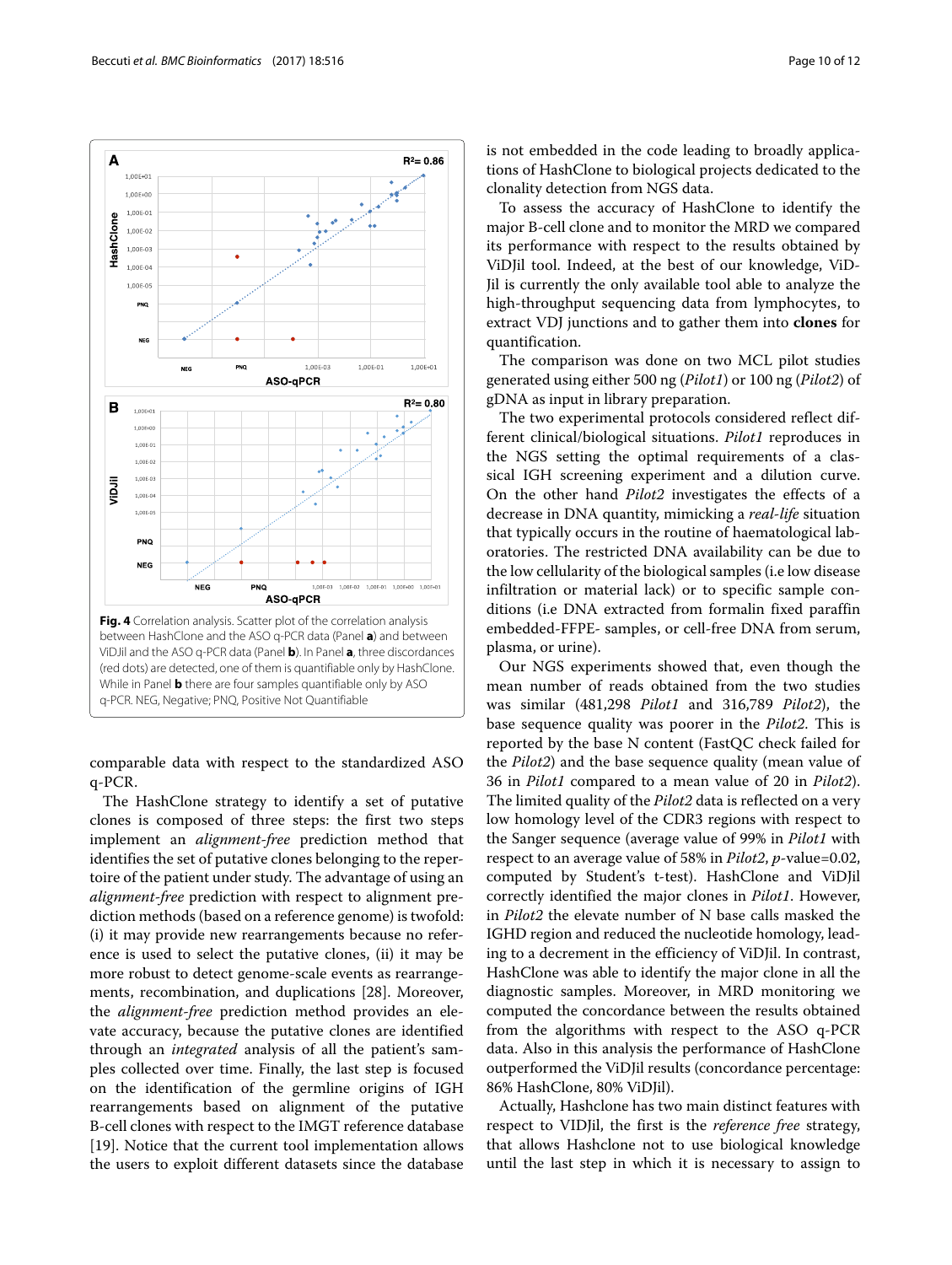Fig. 4 Correlation analysis. Scatter plot of the correlation analysis between HashClone and the ASO q-PCR data (Panel **a**) and between ViDJil and the ASO q-PCR data (Panel **b**). In Panel **a**, three discordances (red dots) are detected, one of them is quantifiable only by HashClone. While in Panel **b** there are four samples quantifiable only by ASO q-PCR. NEG, Negative; PNQ, Positive Not Quantifiable

comparable data with respect to the standardized ASO q-PCR.

The HashClone strategy to identify a set of putative clones is composed of three steps: the first two steps implement an *alignment-free* prediction method that identifies the set of putative clones belonging to the repertoire of the patient under study. The advantage of using an *alignment-free* prediction with respect to alignment prediction methods (based on a reference genome) is twofold: (i) it may provide new rearrangements because no reference is used to select the putative clones, (ii) it may be more robust to detect genome-scale events as rearrangements, recombination, and duplications [28]. Moreover, the *alignment-free* prediction method provides an elevate accuracy, because the putative clones are identified through an *integrated* analysis of all the patient's samples collected over time. Finally, the last step is focused on the identification of the germline origins of IGH rearrangements based on alignment of the putative B-cell clones with respect to the IMGT reference database [19]. Notice that the current tool implementation allows the users to exploit different datasets since the database is not embedded in the code leading to broadly applications of HashClone to biological projects dedicated to the clonality detection from NGS data.

To assess the accuracy of HashClone to identify the major B-cell clone and to monitor the MRD we compared its performance with respect to the results obtained by ViDJil tool. Indeed, at the best of our knowledge, ViDJil is currently the only available tool able to analyze the high-throughput sequencing data from lymphocytes, to extract VDJ junctions and to gather them into **clones** for quantification.

The comparison was done on two MCL pilot studies generated using either 500 ng (*Pilot1*) or 100 ng (*Pilot2*) of gDNA as input in library preparation.

The two experimental protocols considered reflect different clinical/biological situations. *Pilot1* reproduces in the NGS setting the optimal requirements of a classical IGH screening experiment and a dilution curve. On the other hand *Pilot2* investigates the effects of a decrease in DNA quantity, mimicking a *real-life* situation that typically occurs in the routine of haematological laboratories. The restricted DNA availability can be due to the low cellularity of the biological samples (i.e low disease infiltration or material lack) or to specific sample conditions (i.e DNA extracted from formalin fixed paraffin embedded-FFPE- samples, or cell-free DNA from serum, plasma, or urine).

Our NGS experiments showed that, even though the mean number of reads obtained from the two studies was similar (481,298 *Pilot1* and 316,789 *Pilot2*), the base sequence quality was poorer in the *Pilot2*. This is reported by the base N content (FastQC check failed for the *Pilot2*) and the base sequence quality (mean value of 36 in *Pilot1* compared to a mean value of 20 in *Pilot2*). The limited quality of the *Pilot2* data is reflected on a very low homology level of the CDR3 regions with respect to the Sanger sequence (average value of 99% in *Pilot1* with respect to an average value of 58% in *Pilot2*, $p$-value=0.02, computed by Student's t-test). HashClone and ViDJil correctly identified the major clones in *Pilot1*. However, in *Pilot2* the elevate number of N base calls masked the IGHD region and reduced the nucleotide homology, leading to a decrement in the efficiency of ViDJil. In contrast, HashClone was able to identify the major clone in all the diagnostic samples. Moreover, in MRD monitoring we computed the concordance between the results obtained from the algorithms with respect to the ASO q-PCR data. Also in this analysis the performance of HashClone outperformed the ViDJil results (concordance percentage: 86% HashClone, 80% ViDJil).

Actually, Hashclone has two main distinct features with respect to VIDJil, the first is the *reference free* strategy, that allows Hashclone not to use biological knowledge until the last step in which it is necessary to assign to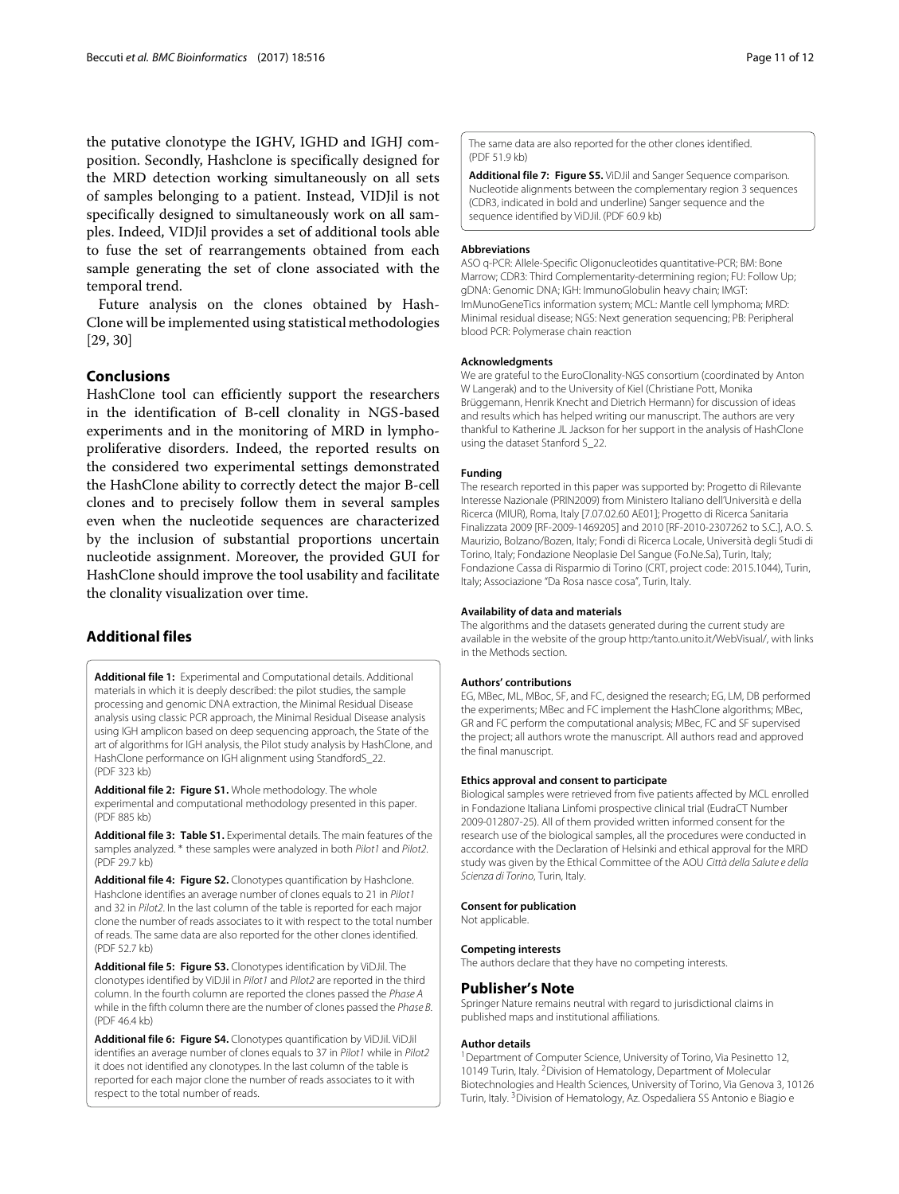the putative clonotype the IGHV, IGHD and IGHJ composition. Secondly, Hashclone is specifically designed for the MRD detection working simultaneously on all sets of samples belonging to a patient. Instead, VIDJil is not specifically designed to simultaneously work on all samples. Indeed, VIDJil provides a set of additional tools able to fuse the set of rearrangements obtained from each sample generating the set of clone associated with the temporal trend.

Future analysis on the clones obtained by HashClone will be implemented using statistical methodologies [29, 30]

## Conclusions

HashClone tool can efficiently support the researchers in the identification of B-cell clonality in NGS-based experiments and in the monitoring of MRD in lymphoproliferative disorders. Indeed, the reported results on the considered two experimental settings demonstrated the HashClone ability to correctly detect the major B-cell clones and to precisely follow them in several samples even when the nucleotide sequences are characterized by the inclusion of substantial proportions uncertain nucleotide assignment. Moreover, the provided GUI for HashClone should improve the tool usability and facilitate the clonality visualization over time.

## Additional files

**Additional file 1:** Experimental and Computational details. Additional materials in which it is deeply described: the pilot studies, the sample processing and genomic DNA extraction, the Minimal Residual Disease analysis using classic PCR approach, the Minimal Residual Disease analysis using IGH amplicon based on deep sequencing approach, the State of the art of algorithms for IGH analysis, the Pilot study analysis by HashClone, and HashClone performance on IGH alignment using StandfordS_22. (PDF 323 kb)

**Additional file 2: Figure S1.** Whole methodology. The whole experimental and computational methodology presented in this paper. (PDF 885 kb)

**Additional file 3: Table S1.** Experimental details. The main features of the samples analyzed. * these samples were analyzed in both *Pilot1* and *Pilot2*. (PDF 29.7 kb)

**Additional file 4: Figure S2.** Clonotypes quantification by Hashclone. Hashclone identifies an average number of clones equals to 21 in *Pilot1* and 32 in *Pilot2*. In the last column of the table is reported for each major clone the number of reads associates to it with respect to the total number of reads. The same data are also reported for the other clones identified. (PDF 52.7 kb)

**Additional file 5: Figure S3.** Clonotypes identification by ViDJil. The clonotypes identified by ViDJil in *Pilot1* and *Pilot2* are reported in the third column. In the fourth column are reported the clones passed the *Phase A* while in the fifth column there are the number of clones passed the *Phase B*. (PDF 46.4 kb)

**Additional file 6: Figure S4.** Clonotypes quantification by ViDJil. ViDJil identifies an average number of clones equals to 37 in *Pilot1* while in *Pilot2* it does not identified any clonotypes. In the last column of the table is reported for each major clone the number of reads associates to it with respect to the total number of reads. The same data are also reported for the other clones identified. (PDF 51.9 kb)

**Additional file 7: Figure S5.** ViDJil and Sanger Sequence comparison. Nucleotide alignments between the complementary region 3 sequences (CDR3, indicated in bold and underline) Sanger sequence and the sequence identified by ViDJil. (PDF 60.9 kb)

### Abbreviations

ASO q-PCR: Allele-Specific Oligonucleotides quantitative-PCR; BM: Bone Marrow; CDR3: Third Complementarity-determining region; FU: Follow Up; gDNA: Genomic DNA; IGH: ImmunoGlobulin heavy chain; IMGT: ImMunoGeneTics information system; MCL: Mantle cell lymphoma; MRD: Minimal residual disease; NGS: Next generation sequencing; PB: Peripheral blood PCR: Polymerase chain reaction

### Acknowledgments

We are grateful to the EuroClonality-NGS consortium (coordinated by Anton W Langerak) and to the University of Kiel (Christiane Pott, Monika Brüggemann, Henrik Knecht and Dietrich Hermann) for discussion of ideas and results which has helped writing our manuscript. The authors are very thankful to Katherine JL Jackson for her support in the analysis of HashClone using the dataset Stanford S_22.

### Funding

The research reported in this paper was supported by: Progetto di Rilevante Interesse Nazionale (PRIN2009) from Ministero Italiano dell'Università e della Ricerca (MIUR), Roma, Italy [7.07.02.60 AE01]; Progetto di Ricerca Sanitaria Finalizzata 2009 [RF-2009-1469205] and 2010 [RF-2010-2307262 to S.C.], A.O. S. Maurizio, Bolzano/Bozen, Italy; Fondi di Ricerca Locale, Università degli Studi di Torino, Italy; Fondazione Neoplasie Del Sangue (Fo.Ne.Sa), Turin, Italy; Fondazione Cassa di Risparmio di Torino (CRT, project code: 2015.1044), Turin, Italy; Associazione "Da Rosa nasce cosa", Turin, Italy.

### Availability of data and materials

The algorithms and the datasets generated during the current study are available in the website of the group http:/tanto.unito.it/WebVisual/, with links in the Methods section.

### Authors' contributions

EG, MBec, ML, MBoc, SF, and FC, designed the research; EG, LM, DB performed the experiments; MBec and FC implement the HashClone algorithms; MBec, GR and FC perform the computational analysis; MBec, FC and SF supervised the project; all authors wrote the manuscript. All authors read and approved the final manuscript.

### Ethics approval and consent to participate

Biological samples were retrieved from five patients affected by MCL enrolled in Fondazione Italiana Linfomi prospective clinical trial (EudraCT Number 2009-012807-25). All of them provided written informed consent for the research use of the biological samples, all the procedures were conducted in accordance with the Declaration of Helsinki and ethical approval for the MRD study was given by the Ethical Committee of the AOU *Città della Salute e della Scienza di Torino*, Turin, Italy.

### Consent for publication

Not applicable.

### Competing interests

The authors declare that they have no competing interests.

## Publisher's Note

Springer Nature remains neutral with regard to jurisdictional claims in published maps and institutional affiliations.

### Author details

[1]Department of Computer Science, University of Torino, Via Pesinetto 12, 10149 Turin, Italy. [2]Division of Hematology, Department of Molecular Biotechnologies and Health Sciences, University of Torino, Via Genova 3, 10126 Turin, Italy. [3]Division of Hematology, Az. Ospedaliera SS Antonio e Biagio e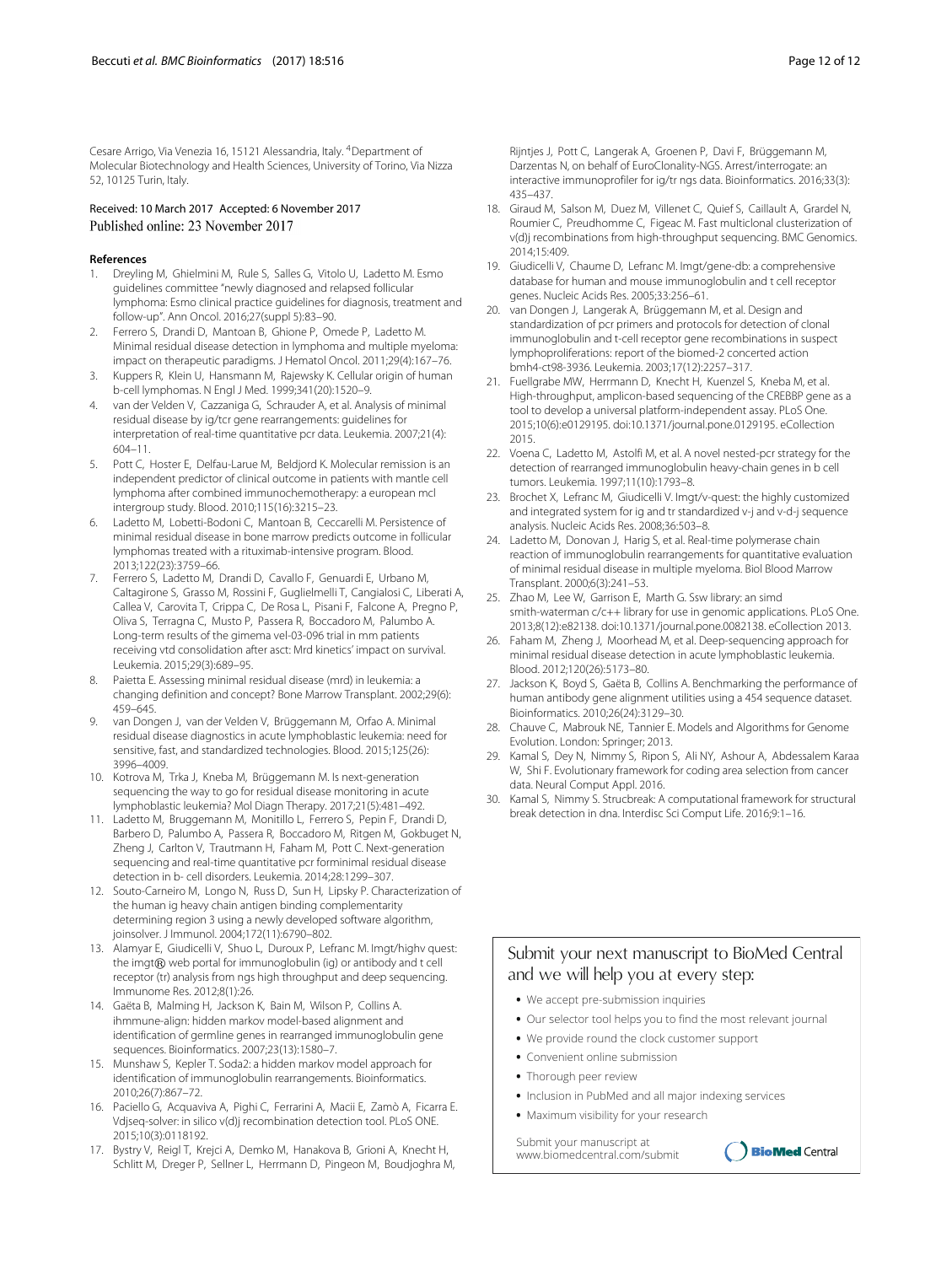Cesare Arrigo, Via Venezia 16, 15121 Alessandria, Italy. [4]Department of Molecular Biotechnology and Health Sciences, University of Torino, Via Nizza 52, 10125 Turin, Italy.

Received: 10 March 2017 Accepted: 6 November 2017
Published online: 23 November 2017

## References

1. Dreyling M, Ghielmini M, Rule S, Salles G, Vitolo U, Ladetto M. Esmo guidelines committee "newly diagnosed and relapsed follicular lymphoma: Esmo clinical practice guidelines for diagnosis, treatment and follow-up". Ann Oncol. 2016;27(suppl 5):83–90.
2. Ferrero S, Drandi D, Mantoan B, Ghione P, Omede P, Ladetto M. Minimal residual disease detection in lymphoma and multiple myeloma: impact on therapeutic paradigms. J Hematol Oncol. 2011;29(4):167–76.
3. Kuppers R, Klein U, Hansmann M, Rajewsky K. Cellular origin of human b-cell lymphomas. N Engl J Med. 1999;341(20):1520–9.
4. van der Velden V, Cazzaniga G, Schrauder A, et al. Analysis of minimal residual disease by ig/tcr gene rearrangements: guidelines for interpretation of real-time quantitative pcr data. Leukemia. 2007;21(4): 604–11.
5. Pott C, Hoster E, Delfau-Larue M, Beldjord K. Molecular remission is an independent predictor of clinical outcome in patients with mantle cell lymphoma after combined immunochemotherapy: a european mcl intergroup study. Blood. 2010;115(16):3215–23.
6. Ladetto M, Lobetti-Bodoni C, Mantoan B, Ceccarelli M. Persistence of minimal residual disease in bone marrow predicts outcome in follicular lymphomas treated with a rituximab-intensive program. Blood. 2013;122(23):3759–66.
7. Ferrero S, Ladetto M, Drandi D, Cavallo F, Genuardi E, Urbano M, Caltagirone S, Grasso M, Rossini F, Guglielmelli T, Cangialosi C, Liberati A, Callea V, Carovita T, Crippa C, De Rosa L, Pisani F, Falcone A, Pregno P, Oliva S, Terragna C, Musto P, Passera R, Boccadoro M, Palumbo A. Long-term results of the gimema vel-03-096 trial in mm patients receiving vtd consolidation after asct: Mrd kinetics' impact on survival. Leukemia. 2015;29(3):689–95.
8. Paietta E. Assessing minimal residual disease (mrd) in leukemia: a changing definition and concept? Bone Marrow Transplant. 2002;29(6): 459–645.
9. van Dongen J, van der Velden V, Brüggemann M, Orfao A. Minimal residual disease diagnostics in acute lymphoblastic leukemia: need for sensitive, fast, and standardized technologies. Blood. 2015;125(26): 3996–4009.
10. Kotrova M, Trka J, Kneba M, Brüggemann M. Is next-generation sequencing the way to go for residual disease monitoring in acute lymphoblastic leukemia? Mol Diagn Therapy. 2017;21(5):481–492.
11. Ladetto M, Bruggemann M, Monitillo L, Ferrero S, Pepin F, Drandi D, Barbero D, Palumbo A, Passera R, Boccadoro M, Ritgen M, Gokbuget N, Zheng J, Carlton V, Trautmann H, Faham M, Pott C. Next-generation sequencing and real-time quantitative pcr forminimal residual disease detection in b- cell disorders. Leukemia. 2014;28:1299–307.
12. Souto-Carneiro M, Longo N, Russ D, Sun H, Lipsky P. Characterization of the human ig heavy chain antigen binding complementarity determining region 3 using a newly developed software algorithm, joinsolver. J Immunol. 2004;172(11):6790–802.
13. Alamyar E, Giudicelli V, Shuo L, Duroux P, Lefranc M. Imgt/highv quest: the imgt® web portal for immunoglobulin (ig) or antibody and t cell receptor (tr) analysis from ngs high throughput and deep sequencing. Immunome Res. 2012;8(1):26.
14. Gaëta B, Malming H, Jackson K, Bain M, Wilson P, Collins A. ihmmune-align: hidden markov model-based alignment and identification of germline genes in rearranged immunoglobulin gene sequences. Bioinformatics. 2007;23(13):1580–7.
15. Munshaw S, Kepler T. Soda2: a hidden markov model approach for identification of immunoglobulin rearrangements. Bioinformatics. 2010;26(7):867–72.
16. Paciello G, Acquaviva A, Pighi C, Ferrarini A, Macii E, Zamò A, Ficarra E. Vdjseq-solver: in silico v(d)j recombination detection tool. PLoS ONE. 2015;10(3):0118192.
17. Bystry V, Reigl T, Krejci A, Demko M, Hanakova B, Grioni A, Knecht H, Schlitt M, Dreger P, Sellner L, Herrmann D, Pingeon M, Boudjoghra M, Rijntjes J, Pott C, Langerak A, Groenen P, Davi F, Brüggemann M, Darzentas N, on behalf of EuroClonality-NGS. Arrest/interrogate: an interactive immunoprofiler for ig/tr ngs data. Bioinformatics. 2016;33(3): 435–437.
18. Giraud M, Salson M, Duez M, Villenet C, Quief S, Caillault A, Grardel N, Roumier C, Preudhomme C, Figeac M. Fast multiclonal clusterization of v(d)j recombinations from high-throughput sequencing. BMC Genomics. 2014;15:409.
19. Giudicelli V, Chaume D, Lefranc M. Imgt/gene-db: a comprehensive database for human and mouse immunoglobulin and t cell receptor genes. Nucleic Acids Res. 2005;33:256–61.
20. van Dongen J, Langerak A, Brüggemann M, et al. Design and standardization of pcr primers and protocols for detection of clonal immunoglobulin and t-cell receptor gene recombinations in suspect lymphoproliferations: report of the biomed-2 concerted action bmh4-ct98-3936. Leukemia. 2003;17(12):2257–317.
21. Fuellgrabe MW, Herrmann D, Knecht H, Kuenzel S, Kneba M, et al. High-throughput, amplicon-based sequencing of the CREBBP gene as a tool to develop a universal platform-independent assay. PLoS One. 2015;10(6):e0129195. doi:10.1371/journal.pone.0129195. eCollection 2015.
22. Voena C, Ladetto M, Astolfi M, et al. A novel nested-pcr strategy for the detection of rearranged immunoglobulin heavy-chain genes in b cell tumors. Leukemia. 1997;11(10):1793–8.
23. Brochet X, Lefranc M, Giudicelli V. Imgt/v-quest: the highly customized and integrated system for ig and tr standardized v-j and v-d-j sequence analysis. Nucleic Acids Res. 2008;36:503–8.
24. Ladetto M, Donovan J, Harig S, et al. Real-time polymerase chain reaction of immunoglobulin rearrangements for quantitative evaluation of minimal residual disease in multiple myeloma. Biol Blood Marrow Transplant. 2000;6(3):241–53.
25. Zhao M, Lee W, Garrison E, Marth G. Ssw library: an simd smith-waterman c/c++ library for use in genomic applications. PLoS One. 2013;8(12):e82138. doi:10.1371/journal.pone.0082138. eCollection 2013.
26. Faham M, Zheng J, Moorhead M, et al. Deep-sequencing approach for minimal residual disease detection in acute lymphoblastic leukemia. Blood. 2012;120(26):5173–80.
27. Jackson K, Boyd S, Gaëta B, Collins A. Benchmarking the performance of human antibody gene alignment utilities using a 454 sequence dataset. Bioinformatics. 2010;26(24):3129–30.
28. Chauve C, Mabrouk NE, Tannier E. Models and Algorithms for Genome Evolution. London: Springer; 2013.
29. Kamal S, Dey N, Nimmy S, Ripon S, Ali NY, Ashour A, Abdessalem Karaa W, Shi F. Evolutionary framework for coding area selection from cancer data. Neural Comput Appl. 2016.
30. Kamal S, Nimmy S. Strucbreak: A computational framework for structural break detection in dna. Interdisc Sci Comput Life. 2016;9:1–16.

Submit your next manuscript to BioMed Central and we will help you at every step:

- We accept pre-submission inquiries
- Our selector tool helps you to find the most relevant journal
- We provide round the clock customer support
- Convenient online submission
- Thorough peer review
- Inclusion in PubMed and all major indexing services
- Maximum visibility for your research

Submit your manuscript at
www.biomedcentral.com/submit

BioMed Central